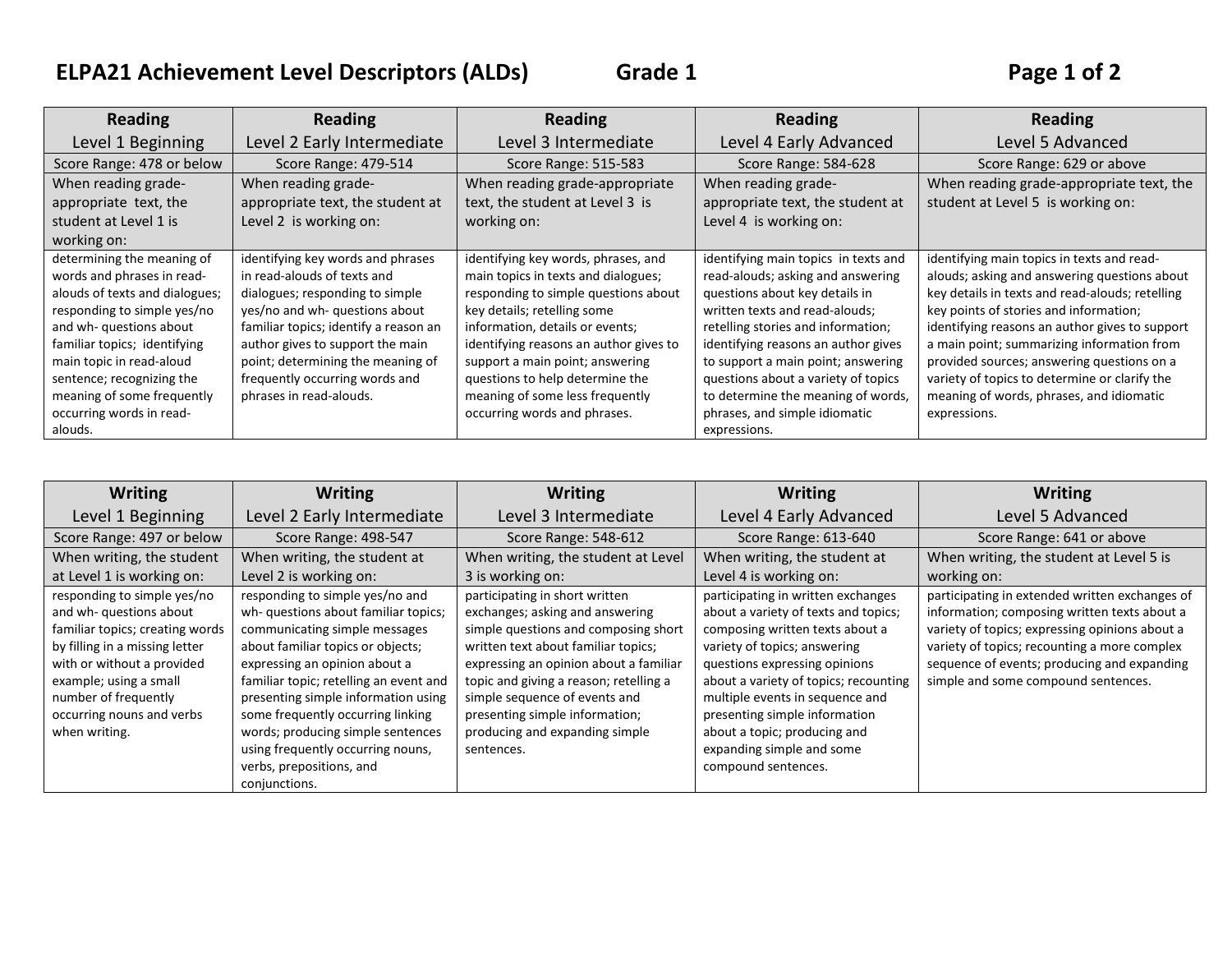# ELPA21 Achievement Level Descriptors (ALDs) Grade 1

| Reading<br>Level 1 Beginning | Reading<br>Level 2 Early Intermediate | Reading<br>Level 3 Intermediate | Reading<br>Level 4 Early Advanced | Reading<br>Level 5 Advanced |
|---|---|---|---|---|
| Score Range: 478 or below | Score Range: 479-514 | Score Range: 515-583 | Score Range: 584-628 | Score Range: 629 or above |
| When reading grade-appropriate text, the student at Level 1 is working on: | When reading grade-appropriate text, the student at Level 2 is working on: | When reading grade-appropriate text, the student at Level 3 is working on: | When reading grade-appropriate text, the student at Level 4 is working on: | When reading grade-appropriate text, the student at Level 5 is working on: |
| determining the meaning of words and phrases in read-alouds of texts and dialogues; responding to simple yes/no and wh- questions about familiar topics; identifying main topic in read-aloud sentence; recognizing the meaning of some frequently occurring words in read-alouds. | identifying key words and phrases in read-alouds of texts and dialogues; responding to simple yes/no and wh- questions about familiar topics; identify a reason an author gives to support the main point; determining the meaning of frequently occurring words and phrases in read-alouds. | identifying key words, phrases, and main topics in texts and dialogues; responding to simple questions about key details; retelling some information, details or events; identifying reasons an author gives to support a main point; answering questions to help determine the meaning of some less frequently occurring words and phrases. | identifying main topics in texts and read-alouds; asking and answering questions about key details in written texts and read-alouds; retelling stories and information; identifying reasons an author gives to support a main point; answering questions about a variety of topics to determine the meaning of words, phrases, and simple idiomatic expressions. | identifying main topics in texts and read-alouds; asking and answering questions about key details in texts and read-alouds; retelling key points of stories and information; identifying reasons an author gives to support a main point; summarizing information from provided sources; answering questions on a variety of topics to determine or clarify the meaning of words, phrases, and idiomatic expressions. |

| Writing<br>Level 1 Beginning | Writing<br>Level 2 Early Intermediate | Writing<br>Level 3 Intermediate | Writing<br>Level 4 Early Advanced | Writing<br>Level 5 Advanced |
|---|---|---|---|---|
| Score Range: 497 or below | Score Range: 498-547 | Score Range: 548-612 | Score Range: 613-640 | Score Range: 641 or above |
| When writing, the student at Level 1 is working on: | When writing, the student at Level 2 is working on: | When writing, the student at Level 3 is working on: | When writing, the student at Level 4 is working on: | When writing, the student at Level 5 is working on: |
| responding to simple yes/no and wh- questions about familiar topics; creating words by filling in a missing letter with or without a provided example; using a small number of frequently occurring nouns and verbs when writing. | responding to simple yes/no and wh- questions about familiar topics; communicating simple messages about familiar topics or objects; expressing an opinion about a familiar topic; retelling an event and presenting simple information using some frequently occurring linking words; producing simple sentences using frequently occurring nouns, verbs, prepositions, and conjunctions. | participating in short written exchanges; asking and answering simple questions and composing short written text about familiar topics; expressing an opinion about a familiar topic and giving a reason; retelling a simple sequence of events and presenting simple information; producing and expanding simple sentences. | participating in written exchanges about a variety of texts and topics; composing written texts about a variety of topics; answering questions expressing opinions about a variety of topics; recounting multiple events in sequence and presenting simple information about a topic; producing and expanding simple and some compound sentences. | participating in extended written exchanges of information; composing written texts about a variety of topics; expressing opinions about a variety of topics; recounting a more complex sequence of events; producing and expanding simple and some compound sentences. |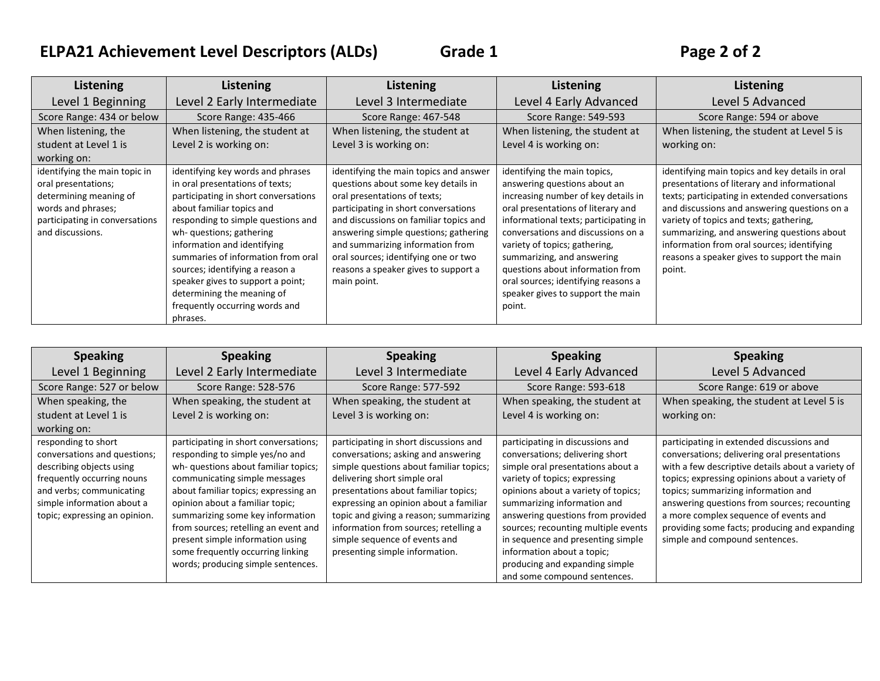# ELPA21 Achievement Level Descriptors (ALDs) Grade 1

| Listening<br>Level 1 Beginning | Listening<br>Level 2 Early Intermediate | Listening<br>Level 3 Intermediate | Listening<br>Level 4 Early Advanced | Listening<br>Level 5 Advanced |
|---|---|---|---|---|
| Score Range: 434 or below | Score Range: 435-466 | Score Range: 467-548 | Score Range: 549-593 | Score Range: 594 or above |
| When listening, the student at Level 1 is working on: | When listening, the student at Level 2 is working on: | When listening, the student at Level 3 is working on: | When listening, the student at Level 4 is working on: | When listening, the student at Level 5 is working on: |
| identifying the main topic in oral presentations; determining meaning of words and phrases; participating in conversations and discussions. | identifying key words and phrases in oral presentations of texts; participating in short conversations about familiar topics and responding to simple questions and wh- questions; gathering information and identifying summaries of information from oral sources; identifying a reason a speaker gives to support a point; determining the meaning of frequently occurring words and phrases. | identifying the main topics and answer questions about some key details in oral presentations of texts; participating in short conversations and discussions on familiar topics and answering simple questions; gathering and summarizing information from oral sources; identifying one or two reasons a speaker gives to support a main point. | identifying the main topics, answering questions about an increasing number of key details in oral presentations of literary and informational texts; participating in conversations and discussions on a variety of topics; gathering, summarizing, and answering questions about information from oral sources; identifying reasons a speaker gives to support the main point. | identifying main topics and key details in oral presentations of literary and informational texts; participating in extended conversations and discussions and answering questions on a variety of topics and texts; gathering, summarizing, and answering questions about information from oral sources; identifying reasons a speaker gives to support the main point. |

| Speaking<br>Level 1 Beginning | Speaking<br>Level 2 Early Intermediate | Speaking<br>Level 3 Intermediate | Speaking<br>Level 4 Early Advanced | Speaking<br>Level 5 Advanced |
|---|---|---|---|---|
| Score Range: 527 or below | Score Range: 528-576 | Score Range: 577-592 | Score Range: 593-618 | Score Range: 619 or above |
| When speaking, the student at Level 1 is working on: | When speaking, the student at Level 2 is working on: | When speaking, the student at Level 3 is working on: | When speaking, the student at Level 4 is working on: | When speaking, the student at Level 5 is working on: |
| responding to short conversations and questions; describing objects using frequently occurring nouns and verbs; communicating simple information about a topic; expressing an opinion. | participating in short conversations; responding to simple yes/no and wh- questions about familiar topics; communicating simple messages about familiar topics; expressing an opinion about a familiar topic; summarizing some key information from sources; retelling an event and present simple information using some frequently occurring linking words; producing simple sentences. | participating in short discussions and conversations; asking and answering simple questions about familiar topics; delivering short simple oral presentations about familiar topics; expressing an opinion about a familiar topic and giving a reason; summarizing information from sources; retelling a simple sequence of events and presenting simple information. | participating in discussions and conversations; delivering short simple oral presentations about a variety of topics; expressing opinions about a variety of topics; summarizing information and answering questions from provided sources; recounting multiple events in sequence and presenting simple information about a topic; producing and expanding simple and some compound sentences. | participating in extended discussions and conversations; delivering oral presentations with a few descriptive details about a variety of topics; expressing opinions about a variety of topics; summarizing information and answering questions from sources; recounting a more complex sequence of events and providing some facts; producing and expanding simple and compound sentences. |